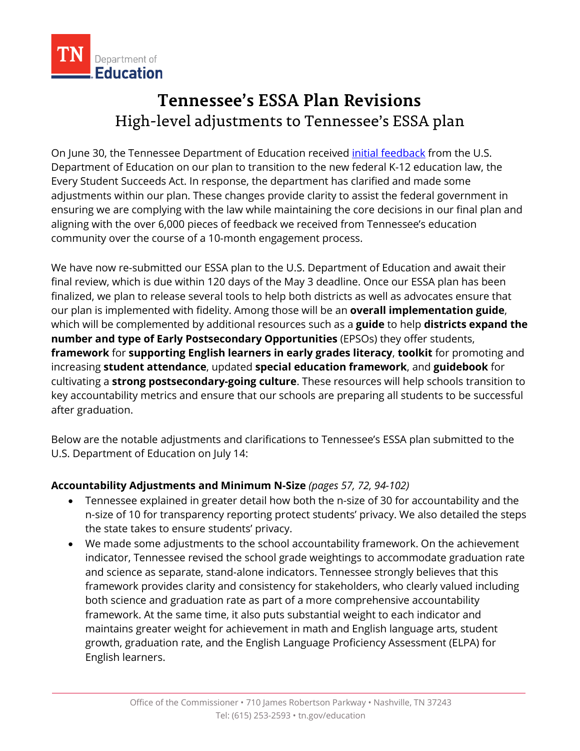# Tennessee's ESSA Plan Revisions

## High-level adjustments to Tennessee's ESSA plan

On June 30, the Tennessee Department of Education received initial feedback from the U.S. Department of Education on our plan to transition to the new federal K-12 education law, the Every Student Succeeds Act. In response, the department has clarified and made some adjustments within our plan. These changes provide clarity to assist the federal government in ensuring we are complying with the law while maintaining the core decisions in our final plan and aligning with the over 6,000 pieces of feedback we received from Tennessee's education community over the course of a 10-month engagement process.

We have now re-submitted our ESSA plan to the U.S. Department of Education and await their final review, which is due within 120 days of the May 3 deadline. Once our ESSA plan has been finalized, we plan to release several tools to help both districts as well as advocates ensure that our plan is implemented with fidelity. Among those will be an **overall implementation guide**, which will be complemented by additional resources such as a **guide** to help **districts expand the number and type of Early Postsecondary Opportunities** (EPSOs) they offer students, **framework** for **supporting English learners in early grades literacy**, **toolkit** for promoting and increasing **student attendance**, updated **special education framework**, and **guidebook** for cultivating a **strong postsecondary-going culture**. These resources will help schools transition to key accountability metrics and ensure that our schools are preparing all students to be successful after graduation.

Below are the notable adjustments and clarifications to Tennessee's ESSA plan submitted to the U.S. Department of Education on July 14:

**Accountability Adjustments and Minimum N-Size** *(pages 57, 72, 94-102)*

- Tennessee explained in greater detail how both the n-size of 30 for accountability and the n-size of 10 for transparency reporting protect students' privacy. We also detailed the steps the state takes to ensure students' privacy.
- We made some adjustments to the school accountability framework. On the achievement indicator, Tennessee revised the school grade weightings to accommodate graduation rate and science as separate, stand-alone indicators. Tennessee strongly believes that this framework provides clarity and consistency for stakeholders, who clearly valued including both science and graduation rate as part of a more comprehensive accountability framework. At the same time, it also puts substantial weight to each indicator and maintains greater weight for achievement in math and English language arts, student growth, graduation rate, and the English Language Proficiency Assessment (ELPA) for English learners.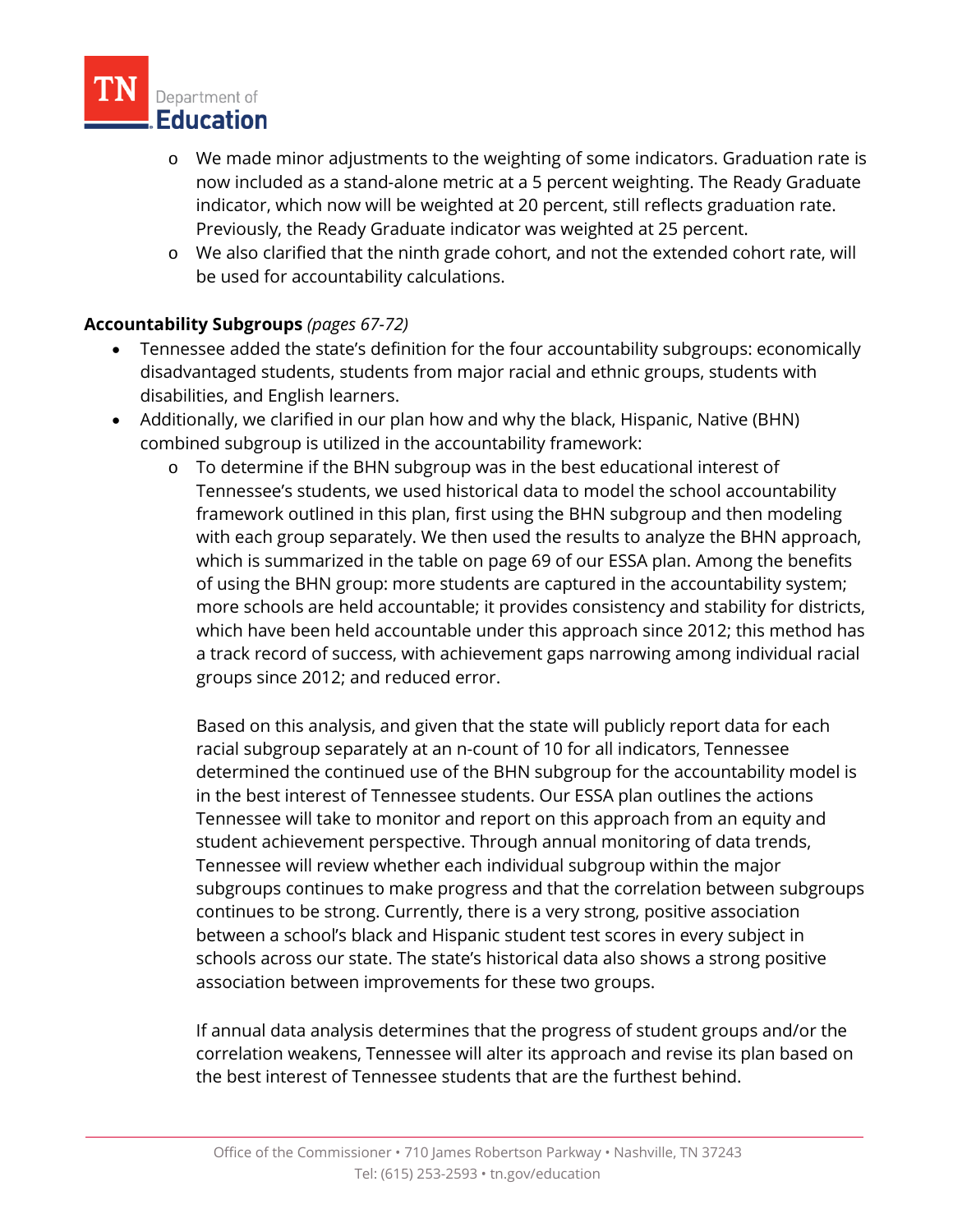- We made minor adjustments to the weighting of some indicators. Graduation rate is now included as a stand-alone metric at a 5 percent weighting. The Ready Graduate indicator, which now will be weighted at 20 percent, still reflects graduation rate. Previously, the Ready Graduate indicator was weighted at 25 percent.
  - We also clarified that the ninth grade cohort, and not the extended cohort rate, will be used for accountability calculations.

**Accountability Subgroups** *(pages 67-72)*

- Tennessee added the state's definition for the four accountability subgroups: economically disadvantaged students, students from major racial and ethnic groups, students with disabilities, and English learners.
- Additionally, we clarified in our plan how and why the black, Hispanic, Native (BHN) combined subgroup is utilized in the accountability framework:
  - To determine if the BHN subgroup was in the best educational interest of Tennessee's students, we used historical data to model the school accountability framework outlined in this plan, first using the BHN subgroup and then modeling with each group separately. We then used the results to analyze the BHN approach, which is summarized in the table on page 69 of our ESSA plan. Among the benefits of using the BHN group: more students are captured in the accountability system; more schools are held accountable; it provides consistency and stability for districts, which have been held accountable under this approach since 2012; this method has a track record of success, with achievement gaps narrowing among individual racial groups since 2012; and reduced error.

    Based on this analysis, and given that the state will publicly report data for each racial subgroup separately at an n-count of 10 for all indicators, Tennessee determined the continued use of the BHN subgroup for the accountability model is in the best interest of Tennessee students. Our ESSA plan outlines the actions Tennessee will take to monitor and report on this approach from an equity and student achievement perspective. Through annual monitoring of data trends, Tennessee will review whether each individual subgroup within the major subgroups continues to make progress and that the correlation between subgroups continues to be strong. Currently, there is a very strong, positive association between a school's black and Hispanic student test scores in every subject in schools across our state. The state's historical data also shows a strong positive association between improvements for these two groups.

    If annual data analysis determines that the progress of student groups and/or the correlation weakens, Tennessee will alter its approach and revise its plan based on the best interest of Tennessee students that are the furthest behind.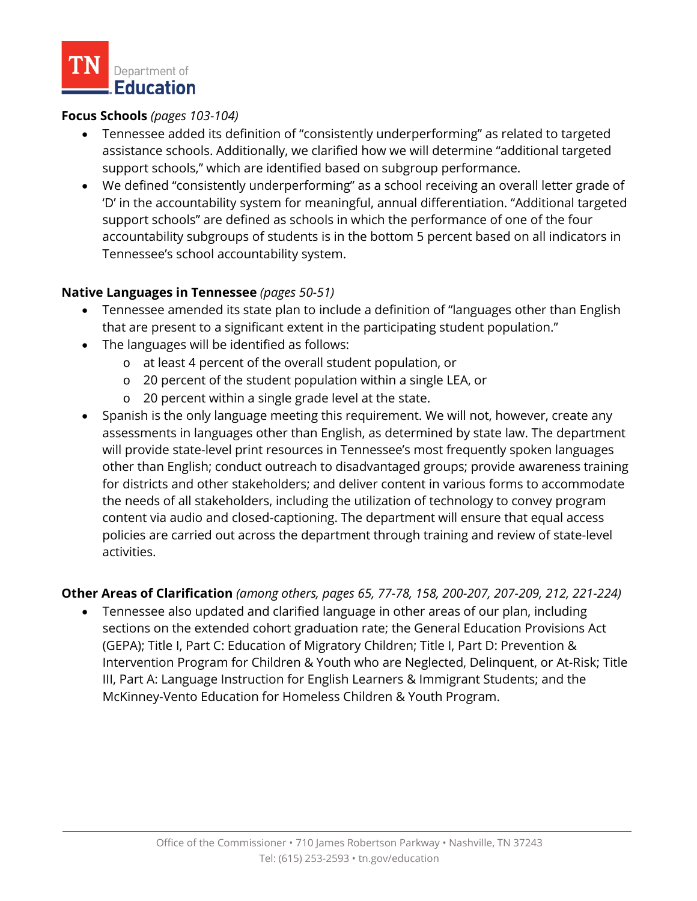**Focus Schools** *(pages 103-104)*

- Tennessee added its definition of "consistently underperforming" as related to targeted assistance schools. Additionally, we clarified how we will determine "additional targeted support schools," which are identified based on subgroup performance.
- We defined "consistently underperforming" as a school receiving an overall letter grade of 'D' in the accountability system for meaningful, annual differentiation. "Additional targeted support schools" are defined as schools in which the performance of one of the four accountability subgroups of students is in the bottom 5 percent based on all indicators in Tennessee's school accountability system.

**Native Languages in Tennessee** *(pages 50-51)*

- Tennessee amended its state plan to include a definition of "languages other than English that are present to a significant extent in the participating student population."
- The languages will be identified as follows:
  - at least 4 percent of the overall student population, or
  - 20 percent of the student population within a single LEA, or
  - 20 percent within a single grade level at the state.
- Spanish is the only language meeting this requirement. We will not, however, create any assessments in languages other than English, as determined by state law. The department will provide state-level print resources in Tennessee's most frequently spoken languages other than English; conduct outreach to disadvantaged groups; provide awareness training for districts and other stakeholders; and deliver content in various forms to accommodate the needs of all stakeholders, including the utilization of technology to convey program content via audio and closed-captioning. The department will ensure that equal access policies are carried out across the department through training and review of state-level activities.

**Other Areas of Clarification** *(among others, pages 65, 77-78, 158, 200-207, 207-209, 212, 221-224)*

- Tennessee also updated and clarified language in other areas of our plan, including sections on the extended cohort graduation rate; the General Education Provisions Act (GEPA); Title I, Part C: Education of Migratory Children; Title I, Part D: Prevention & Intervention Program for Children & Youth who are Neglected, Delinquent, or At-Risk; Title III, Part A: Language Instruction for English Learners & Immigrant Students; and the McKinney-Vento Education for Homeless Children & Youth Program.